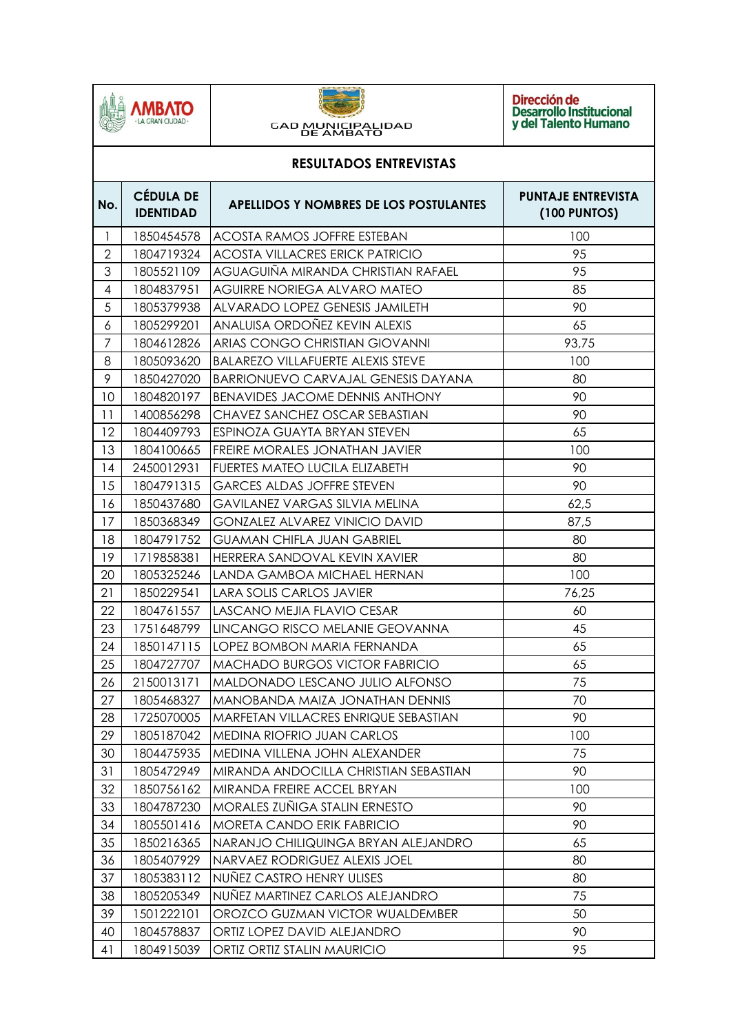AMBATO · LA GRAN CIUDAD ·

GAD MUNICIPALIDAD DE AMBATO

Dirección de Desarrollo Institucional y del Talento Humano

## RESULTADOS ENTREVISTAS

| No. | CÉDULA DE IDENTIDAD | APELLIDOS Y NOMBRES DE LOS POSTULANTES | PUNTAJE ENTREVISTA (100 PUNTOS) |
|---|---|---|---|
| 1 | 1850454578 | ACOSTA RAMOS JOFFRE ESTEBAN | 100 |
| 2 | 1804719324 | ACOSTA VILLACRES ERICK PATRICIO | 95 |
| 3 | 1805521109 | AGUAGUIÑA MIRANDA CHRISTIAN RAFAEL | 95 |
| 4 | 1804837951 | AGUIRRE NORIEGA ALVARO MATEO | 85 |
| 5 | 1805379938 | ALVARADO LOPEZ GENESIS JAMILETH | 90 |
| 6 | 1805299201 | ANALUISA ORDOÑEZ KEVIN ALEXIS | 65 |
| 7 | 1804612826 | ARIAS CONGO CHRISTIAN GIOVANNI | 93,75 |
| 8 | 1805093620 | BALAREZO VILLAFUERTE ALEXIS STEVE | 100 |
| 9 | 1850427020 | BARRIONUEVO CARVAJAL GENESIS DAYANA | 80 |
| 10 | 1804820197 | BENAVIDES JACOME DENNIS ANTHONY | 90 |
| 11 | 1400856298 | CHAVEZ SANCHEZ OSCAR SEBASTIAN | 90 |
| 12 | 1804409793 | ESPINOZA GUAYTA BRYAN STEVEN | 65 |
| 13 | 1804100665 | FREIRE MORALES JONATHAN JAVIER | 100 |
| 14 | 2450012931 | FUERTES MATEO LUCILA ELIZABETH | 90 |
| 15 | 1804791315 | GARCES ALDAS JOFFRE STEVEN | 90 |
| 16 | 1850437680 | GAVILANEZ VARGAS SILVIA MELINA | 62,5 |
| 17 | 1850368349 | GONZALEZ ALVAREZ VINICIO DAVID | 87,5 |
| 18 | 1804791752 | GUAMAN CHIFLA JUAN GABRIEL | 80 |
| 19 | 1719858381 | HERRERA SANDOVAL KEVIN XAVIER | 80 |
| 20 | 1805325246 | LANDA GAMBOA MICHAEL HERNAN | 100 |
| 21 | 1850229541 | LARA SOLIS CARLOS JAVIER | 76,25 |
| 22 | 1804761557 | LASCANO MEJIA FLAVIO CESAR | 60 |
| 23 | 1751648799 | LINCANGO RISCO MELANIE GEOVANNA | 45 |
| 24 | 1850147115 | LOPEZ BOMBON MARIA FERNANDA | 65 |
| 25 | 1804727707 | MACHADO BURGOS VICTOR FABRICIO | 65 |
| 26 | 2150013171 | MALDONADO LESCANO JULIO ALFONSO | 75 |
| 27 | 1805468327 | MANOBANDA MAIZA JONATHAN DENNIS | 70 |
| 28 | 1725070005 | MARFETAN VILLACRES ENRIQUE SEBASTIAN | 90 |
| 29 | 1805187042 | MEDINA RIOFRIO JUAN CARLOS | 100 |
| 30 | 1804475935 | MEDINA VILLENA JOHN ALEXANDER | 75 |
| 31 | 1805472949 | MIRANDA ANDOCILLA CHRISTIAN SEBASTIAN | 90 |
| 32 | 1850756162 | MIRANDA FREIRE ACCEL BRYAN | 100 |
| 33 | 1804787230 | MORALES ZUÑIGA STALIN ERNESTO | 90 |
| 34 | 1805501416 | MORETA CANDO ERIK FABRICIO | 90 |
| 35 | 1850216365 | NARANJO CHILIQUINGA BRYAN ALEJANDRO | 65 |
| 36 | 1805407929 | NARVAEZ RODRIGUEZ ALEXIS JOEL | 80 |
| 37 | 1805383112 | NUÑEZ CASTRO HENRY ULISES | 80 |
| 38 | 1805205349 | NUÑEZ MARTINEZ CARLOS ALEJANDRO | 75 |
| 39 | 1501222101 | OROZCO GUZMAN VICTOR WUALDEMBER | 50 |
| 40 | 1804578837 | ORTIZ LOPEZ DAVID ALEJANDRO | 90 |
| 41 | 1804915039 | ORTIZ ORTIZ STALIN MAURICIO | 95 |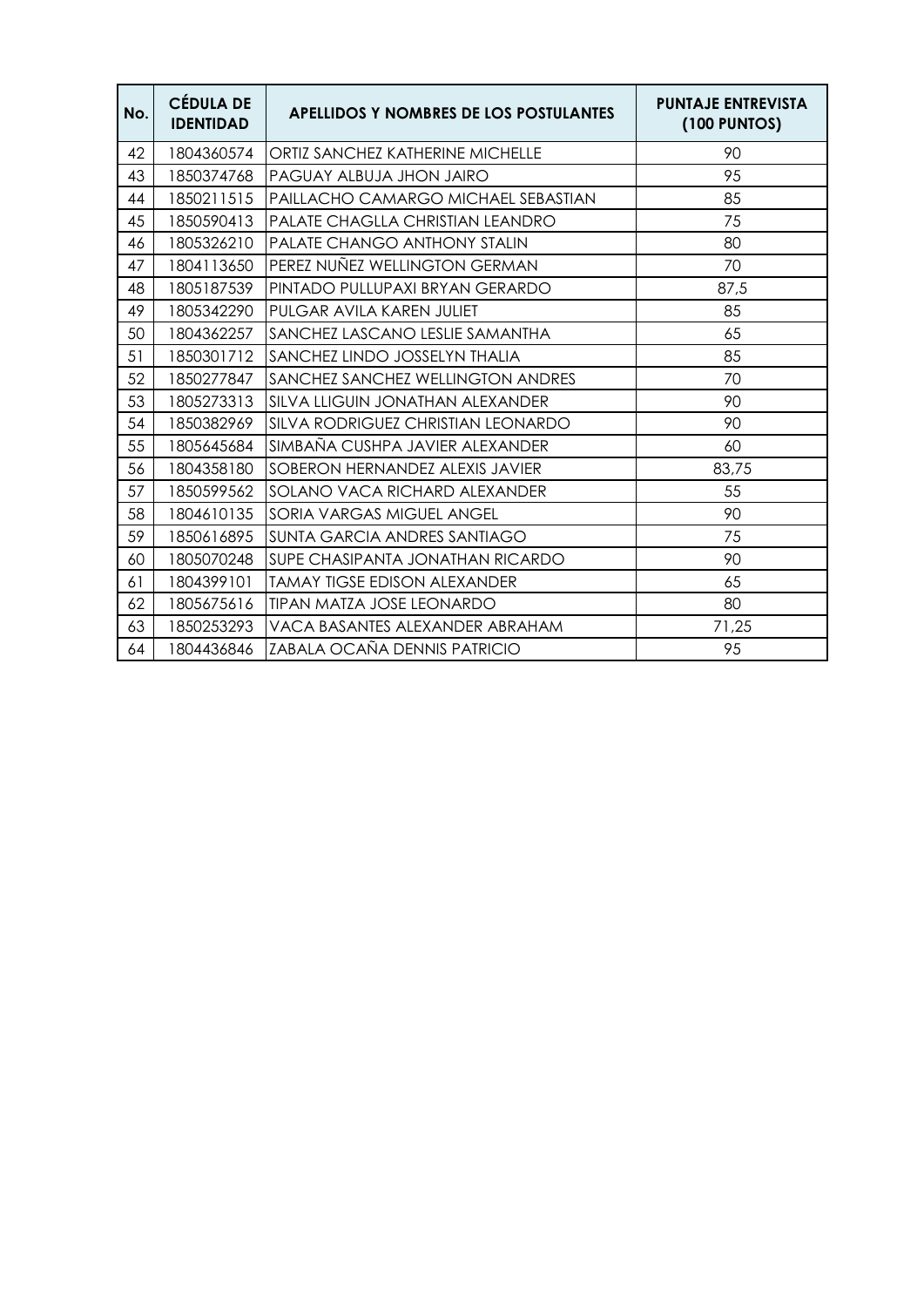| No. | CÉDULA DE IDENTIDAD | APELLIDOS Y NOMBRES DE LOS POSTULANTES | PUNTAJE ENTREVISTA (100 PUNTOS) |
|---|---|---|---|
| 42 | 1804360574 | ORTIZ SANCHEZ KATHERINE MICHELLE | 90 |
| 43 | 1850374768 | PAGUAY ALBUJA JHON JAIRO | 95 |
| 44 | 1850211515 | PAILLACHO CAMARGO MICHAEL SEBASTIAN | 85 |
| 45 | 1850590413 | PALATE CHAGLLA CHRISTIAN LEANDRO | 75 |
| 46 | 1805326210 | PALATE CHANGO ANTHONY STALIN | 80 |
| 47 | 1804113650 | PEREZ NUÑEZ WELLINGTON GERMAN | 70 |
| 48 | 1805187539 | PINTADO PULLUPAXI BRYAN GERARDO | 87,5 |
| 49 | 1805342290 | PULGAR AVILA KAREN JULIET | 85 |
| 50 | 1804362257 | SANCHEZ LASCANO LESLIE SAMANTHA | 65 |
| 51 | 1850301712 | SANCHEZ LINDO JOSSELYN THALIA | 85 |
| 52 | 1850277847 | SANCHEZ SANCHEZ WELLINGTON ANDRES | 70 |
| 53 | 1805273313 | SILVA LLIGUIN JONATHAN ALEXANDER | 90 |
| 54 | 1850382969 | SILVA RODRIGUEZ CHRISTIAN LEONARDO | 90 |
| 55 | 1805645684 | SIMBAÑA CUSHPA JAVIER ALEXANDER | 60 |
| 56 | 1804358180 | SOBERON HERNANDEZ ALEXIS JAVIER | 83,75 |
| 57 | 1850599562 | SOLANO VACA RICHARD ALEXANDER | 55 |
| 58 | 1804610135 | SORIA VARGAS MIGUEL ANGEL | 90 |
| 59 | 1850616895 | SUNTA GARCIA ANDRES SANTIAGO | 75 |
| 60 | 1805070248 | SUPE CHASIPANTA JONATHAN RICARDO | 90 |
| 61 | 1804399101 | TAMAY TIGSE EDISON ALEXANDER | 65 |
| 62 | 1805675616 | TIPAN MATZA JOSE LEONARDO | 80 |
| 63 | 1850253293 | VACA BASANTES ALEXANDER ABRAHAM | 71,25 |
| 64 | 1804436846 | ZABALA OCAÑA DENNIS PATRICIO | 95 |